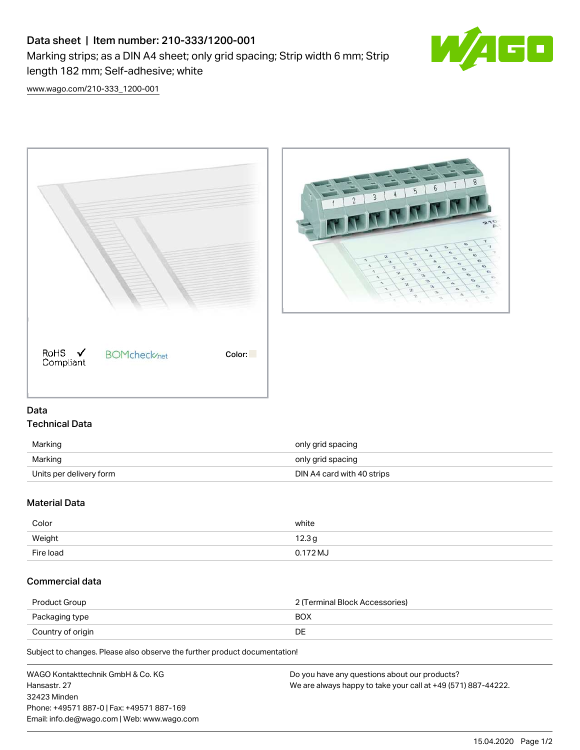# Data sheet | Item number: 210-333/1200-001

Marking strips; as a DIN A4 sheet; only grid spacing; Strip width 6 mm; Strip length 182 mm; Self-adhesive; white

www.wago.com/210-333_1200-001

RoHS ✓ Compliant BOMcheck.net Color:

## Data

### Technical Data

| | |
|---|---|
| Marking | only grid spacing |
| Marking | only grid spacing |
| Units per delivery form | DIN A4 card with 40 strips |

### Material Data

| | |
|---|---|
| Color | white |
| Weight | 12.3 g |
| Fire load | 0.172 MJ |

### Commercial data

| | |
|---|---|
| Product Group | 2 (Terminal Block Accessories) |
| Packaging type | BOX |
| Country of origin | DE |

Subject to changes. Please also observe the further product documentation!

WAGO Kontakttechnik GmbH & Co. KG
Hansastr. 27
32423 Minden
Phone: +49571 887-0 | Fax: +49571 887-169
Email: info.de@wago.com | Web: www.wago.com

Do you have any questions about our products?
We are always happy to take your call at +49 (571) 887-44222.

15.04.2020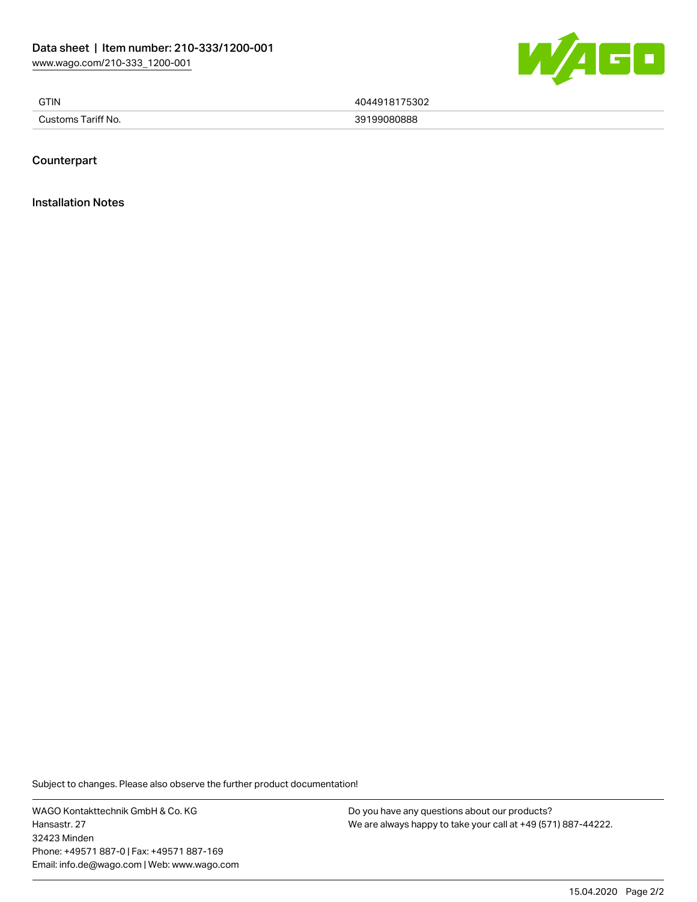| | |
|---|---|
| GTIN | 4044918175302 |
| Customs Tariff No. | 39199080888 |

## Counterpart

## Installation Notes

Subject to changes. Please also observe the further product documentation!

WAGO Kontakttechnik GmbH & Co. KG
Hansastr. 27
32423 Minden
Phone: +49571 887-0 | Fax: +49571 887-169
Email: info.de@wago.com | Web: www.wago.com

Do you have any questions about our products?
We are always happy to take your call at +49 (571) 887-44222.